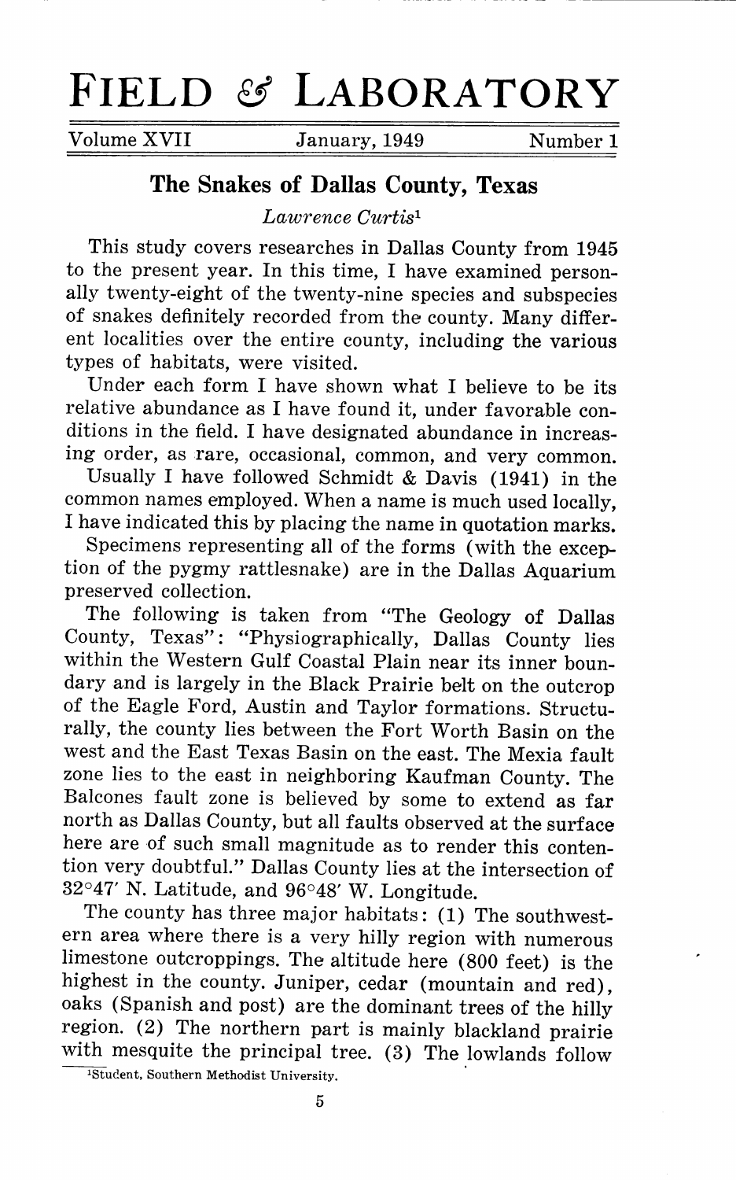# FIELD & LABORATORY

Volume XVII | January, 1949 | Number 1

## The Snakes of Dallas County, Texas

*Lawrence Curtis*[1]

This study covers researches in Dallas County from 1945 to the present year. In this time, I have examined personally twenty-eight of the twenty-nine species and subspecies of snakes definitely recorded from the county. Many different localities over the entire county, including the various types of habitats, were visited.

Under each form I have shown what I believe to be its relative abundance as I have found it, under favorable conditions in the field. I have designated abundance in increasing order, as rare, occasional, common, and very common.

Usually I have followed Schmidt & Davis (1941) in the common names employed. When a name is much used locally, I have indicated this by placing the name in quotation marks.

Specimens representing all of the forms (with the exception of the pygmy rattlesnake) are in the Dallas Aquarium preserved collection.

The following is taken from "The Geology of Dallas County, Texas": "Physiographically, Dallas County lies within the Western Gulf Coastal Plain near its inner boundary and is largely in the Black Prairie belt on the outcrop of the Eagle Ford, Austin and Taylor formations. Structurally, the county lies between the Fort Worth Basin on the west and the East Texas Basin on the east. The Mexia fault zone lies to the east in neighboring Kaufman County. The Balcones fault zone is believed by some to extend as far north as Dallas County, but all faults observed at the surface here are of such small magnitude as to render this contention very doubtful." Dallas County lies at the intersection of 32°47′ N. Latitude, and 96°48′ W. Longitude.

The county has three major habitats: (1) The southwestern area where there is a very hilly region with numerous limestone outcroppings. The altitude here (800 feet) is the highest in the county. Juniper, cedar (mountain and red), oaks (Spanish and post) are the dominant trees of the hilly region. (2) The northern part is mainly blackland prairie with mesquite the principal tree. (3) The lowlands follow

[1] Student, Southern Methodist University.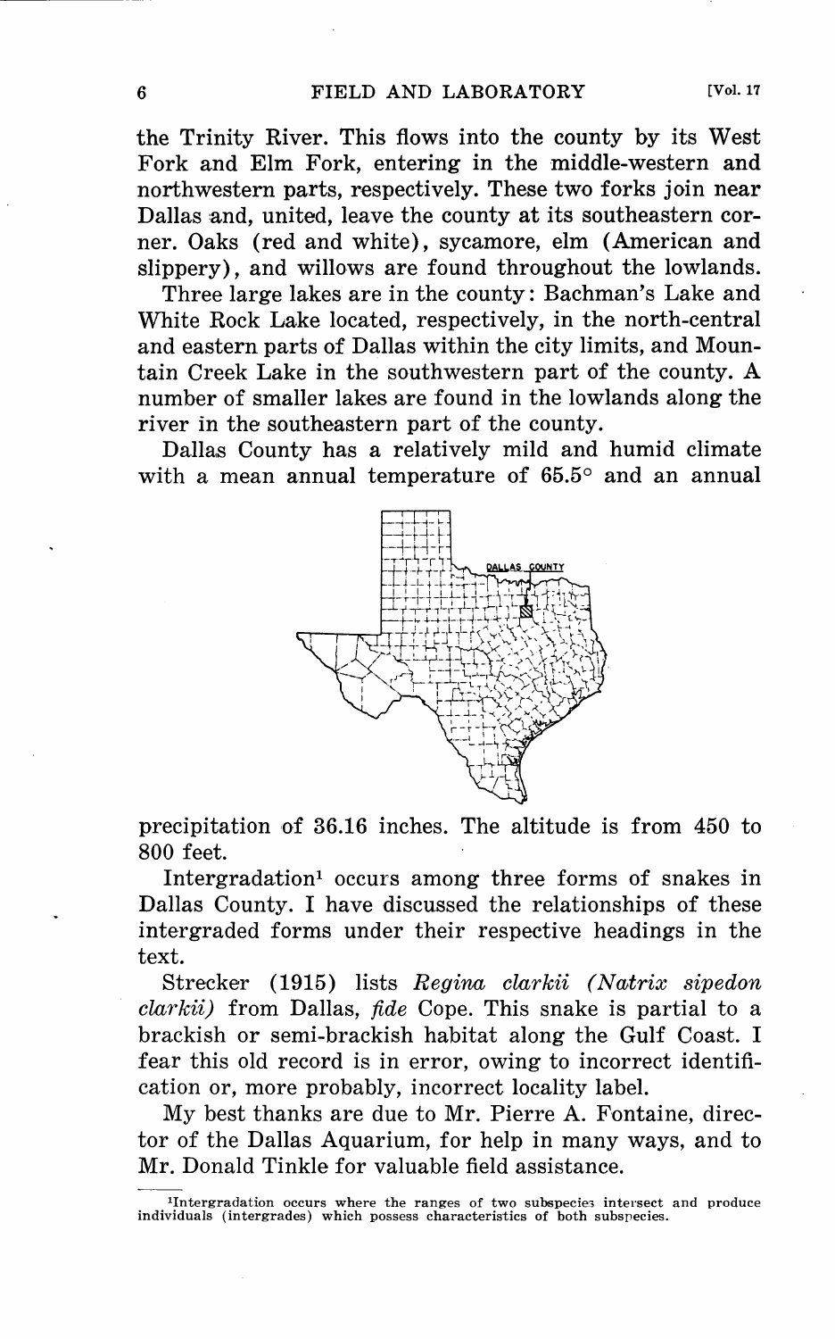the Trinity River. This flows into the county by its West Fork and Elm Fork, entering in the middle-western and northwestern parts, respectively. These two forks join near Dallas and, united, leave the county at its southeastern corner. Oaks (red and white), sycamore, elm (American and slippery), and willows are found throughout the lowlands.

Three large lakes are in the county: Bachman's Lake and White Rock Lake located, respectively, in the north-central and eastern parts of Dallas within the city limits, and Mountain Creek Lake in the southwestern part of the county. A number of smaller lakes are found in the lowlands along the river in the southeastern part of the county.

Dallas County has a relatively mild and humid climate with a mean annual temperature of 65.5° and an annual precipitation of 36.16 inches. The altitude is from 450 to 800 feet.

Intergradation[1] occurs among three forms of snakes in Dallas County. I have discussed the relationships of these intergraded forms under their respective headings in the text.

Strecker (1915) lists *Regina clarkii (Natrix sipedon clarkii)* from Dallas, *fide* Cope. This snake is partial to a brackish or semi-brackish habitat along the Gulf Coast. I fear this old record is in error, owing to incorrect identification or, more probably, incorrect locality label.

My best thanks are due to Mr. Pierre A. Fontaine, director of the Dallas Aquarium, for help in many ways, and to Mr. Donald Tinkle for valuable field assistance.

[1] Intergradation occurs where the ranges of two subspecies intersect and produce individuals (intergrades) which possess characteristics of both subspecies.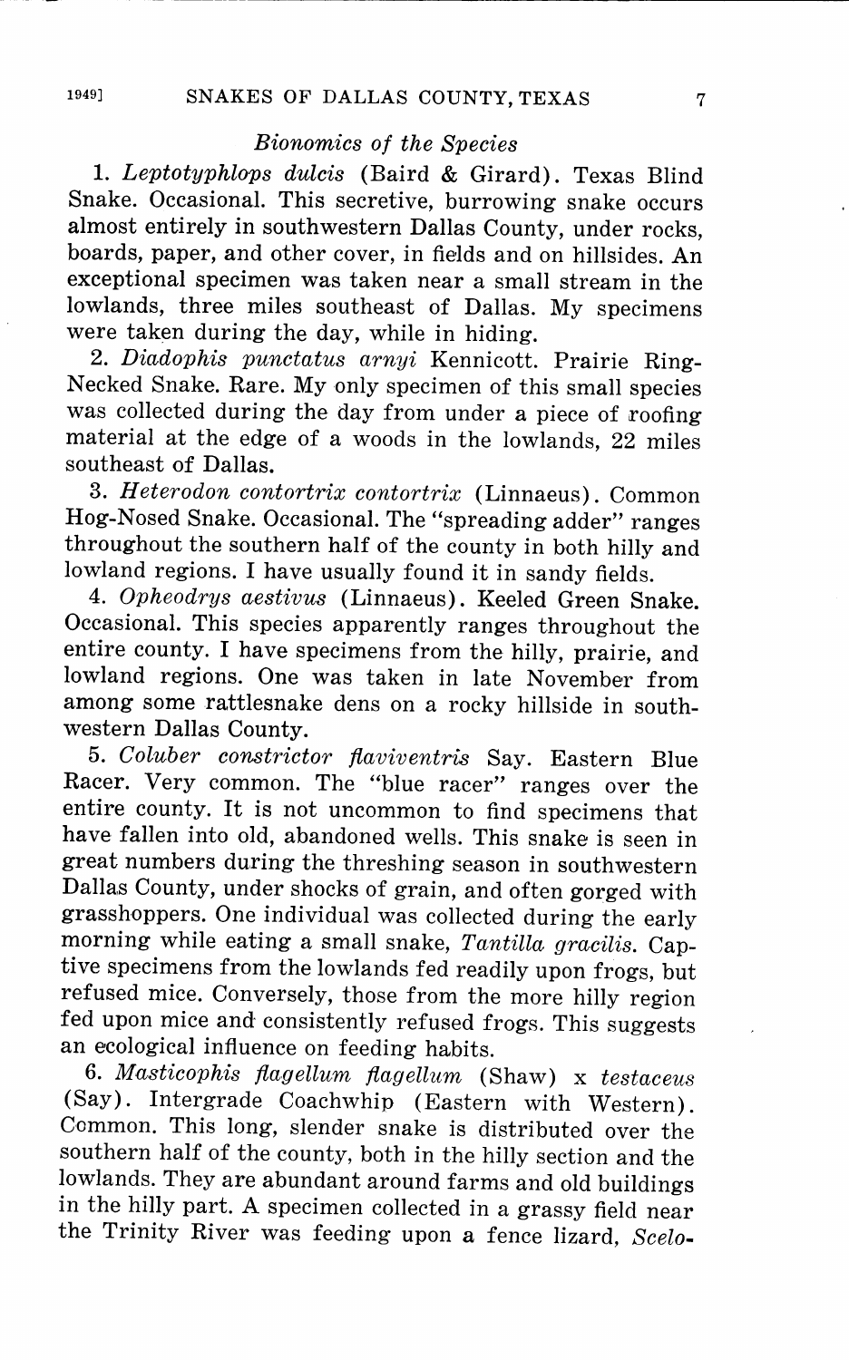## *Bionomics of the Species*

1. *Leptotyphlops dulcis* (Baird & Girard). Texas Blind Snake. Occasional. This secretive, burrowing snake occurs almost entirely in southwestern Dallas County, under rocks, boards, paper, and other cover, in fields and on hillsides. An exceptional specimen was taken near a small stream in the lowlands, three miles southeast of Dallas. My specimens were taken during the day, while in hiding.

2. *Diadophis punctatus arnyi* Kennicott. Prairie Ring-Necked Snake. Rare. My only specimen of this small species was collected during the day from under a piece of roofing material at the edge of a woods in the lowlands, 22 miles southeast of Dallas.

3. *Heterodon contortrix contortrix* (Linnaeus). Common Hog-Nosed Snake. Occasional. The "spreading adder" ranges throughout the southern half of the county in both hilly and lowland regions. I have usually found it in sandy fields.

4. *Opheodrys aestivus* (Linnaeus). Keeled Green Snake. Occasional. This species apparently ranges throughout the entire county. I have specimens from the hilly, prairie, and lowland regions. One was taken in late November from among some rattlesnake dens on a rocky hillside in southwestern Dallas County.

5. *Coluber constrictor flaviventris* Say. Eastern Blue Racer. Very common. The "blue racer" ranges over the entire county. It is not uncommon to find specimens that have fallen into old, abandoned wells. This snake is seen in great numbers during the threshing season in southwestern Dallas County, under shocks of grain, and often gorged with grasshoppers. One individual was collected during the early morning while eating a small snake, *Tantilla gracilis*. Captive specimens from the lowlands fed readily upon frogs, but refused mice. Conversely, those from the more hilly region fed upon mice and consistently refused frogs. This suggests an ecological influence on feeding habits.

6. *Masticophis flagellum flagellum* (Shaw) x *testaceus* (Say). Intergrade Coachwhip (Eastern with Western). Common. This long, slender snake is distributed over the southern half of the county, both in the hilly section and the lowlands. They are abundant around farms and old buildings in the hilly part. A specimen collected in a grassy field near the Trinity River was feeding upon a fence lizard, *Scelo-*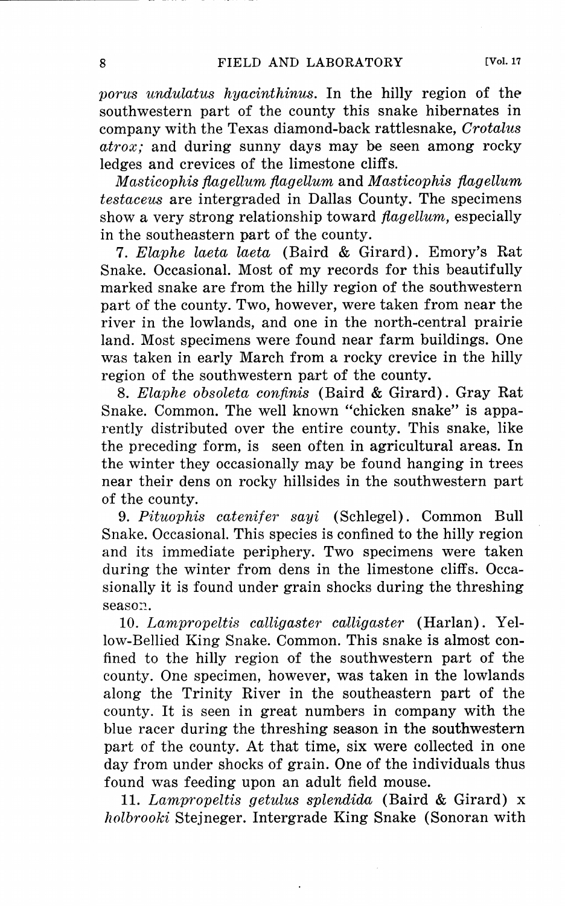*porus undulatus hyacinthinus*. In the hilly region of the southwestern part of the county this snake hibernates in company with the Texas diamond-back rattlesnake, *Crotalus atrox;* and during sunny days may be seen among rocky ledges and crevices of the limestone cliffs.

*Masticophis flagellum flagellum* and *Masticophis flagellum testaceus* are intergraded in Dallas County. The specimens show a very strong relationship toward *flagellum*, especially in the southeastern part of the county.

7. *Elaphe laeta laeta* (Baird & Girard). Emory's Rat Snake. Occasional. Most of my records for this beautifully marked snake are from the hilly region of the southwestern part of the county. Two, however, were taken from near the river in the lowlands, and one in the north-central prairie land. Most specimens were found near farm buildings. One was taken in early March from a rocky crevice in the hilly region of the southwestern part of the county.

8. *Elaphe obsoleta confinis* (Baird & Girard). Gray Rat Snake. Common. The well known "chicken snake" is apparently distributed over the entire county. This snake, like the preceding form, is seen often in agricultural areas. In the winter they occasionally may be found hanging in trees near their dens on rocky hillsides in the southwestern part of the county.

9. *Pituophis catenifer sayi* (Schlegel). Common Bull Snake. Occasional. This species is confined to the hilly region and its immediate periphery. Two specimens were taken during the winter from dens in the limestone cliffs. Occasionally it is found under grain shocks during the threshing season.

10. *Lampropeltis calligaster calligaster* (Harlan). Yellow-Bellied King Snake. Common. This snake is almost confined to the hilly region of the southwestern part of the county. One specimen, however, was taken in the lowlands along the Trinity River in the southeastern part of the county. It is seen in great numbers in company with the blue racer during the threshing season in the southwestern part of the county. At that time, six were collected in one day from under shocks of grain. One of the individuals thus found was feeding upon an adult field mouse.

11. *Lampropeltis getulus splendida* (Baird & Girard) x *holbrooki* Stejneger. Intergrade King Snake (Sonoran with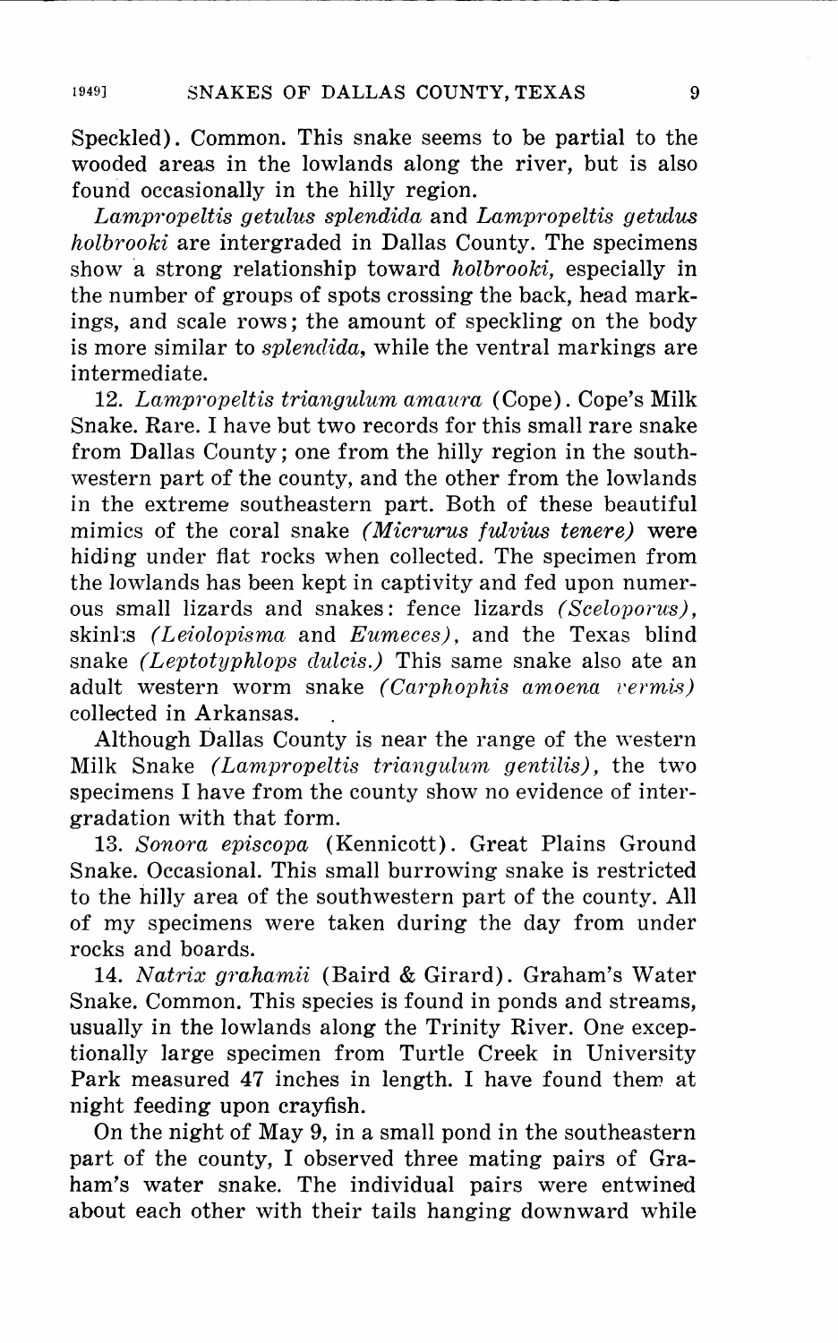Speckled). Common. This snake seems to be partial to the wooded areas in the lowlands along the river, but is also found occasionally in the hilly region.

*Lampropeltis getulus splendida* and *Lampropeltis getulus holbrooki* are intergraded in Dallas County. The specimens show a strong relationship toward *holbrooki*, especially in the number of groups of spots crossing the back, head markings, and scale rows; the amount of speckling on the body is more similar to *splendida*, while the ventral markings are intermediate.

12. *Lampropeltis triangulum amaura* (Cope). Cope's Milk Snake. Rare. I have but two records for this small rare snake from Dallas County; one from the hilly region in the southwestern part of the county, and the other from the lowlands in the extreme southeastern part. Both of these beautiful mimics of the coral snake *(Micrurus fulvius tenere)* were hiding under flat rocks when collected. The specimen from the lowlands has been kept in captivity and fed upon numerous small lizards and snakes: fence lizards *(Sceloporus)*, skinks *(Leiolopisma* and *Eumeces)*, and the Texas blind snake *(Leptotyphlops dulcis.)* This same snake also ate an adult western worm snake *(Carphophis amoena vermis)* collected in Arkansas.

Although Dallas County is near the range of the western Milk Snake *(Lampropeltis triangulum gentilis)*, the two specimens I have from the county show no evidence of intergradation with that form.

13. *Sonora episcopa* (Kennicott). Great Plains Ground Snake. Occasional. This small burrowing snake is restricted to the hilly area of the southwestern part of the county. All of my specimens were taken during the day from under rocks and boards.

14. *Natrix grahamii* (Baird & Girard). Graham's Water Snake. Common. This species is found in ponds and streams, usually in the lowlands along the Trinity River. One exceptionally large specimen from Turtle Creek in University Park measured 47 inches in length. I have found them at night feeding upon crayfish.

On the night of May 9, in a small pond in the southeastern part of the county, I observed three mating pairs of Graham's water snake. The individual pairs were entwined about each other with their tails hanging downward while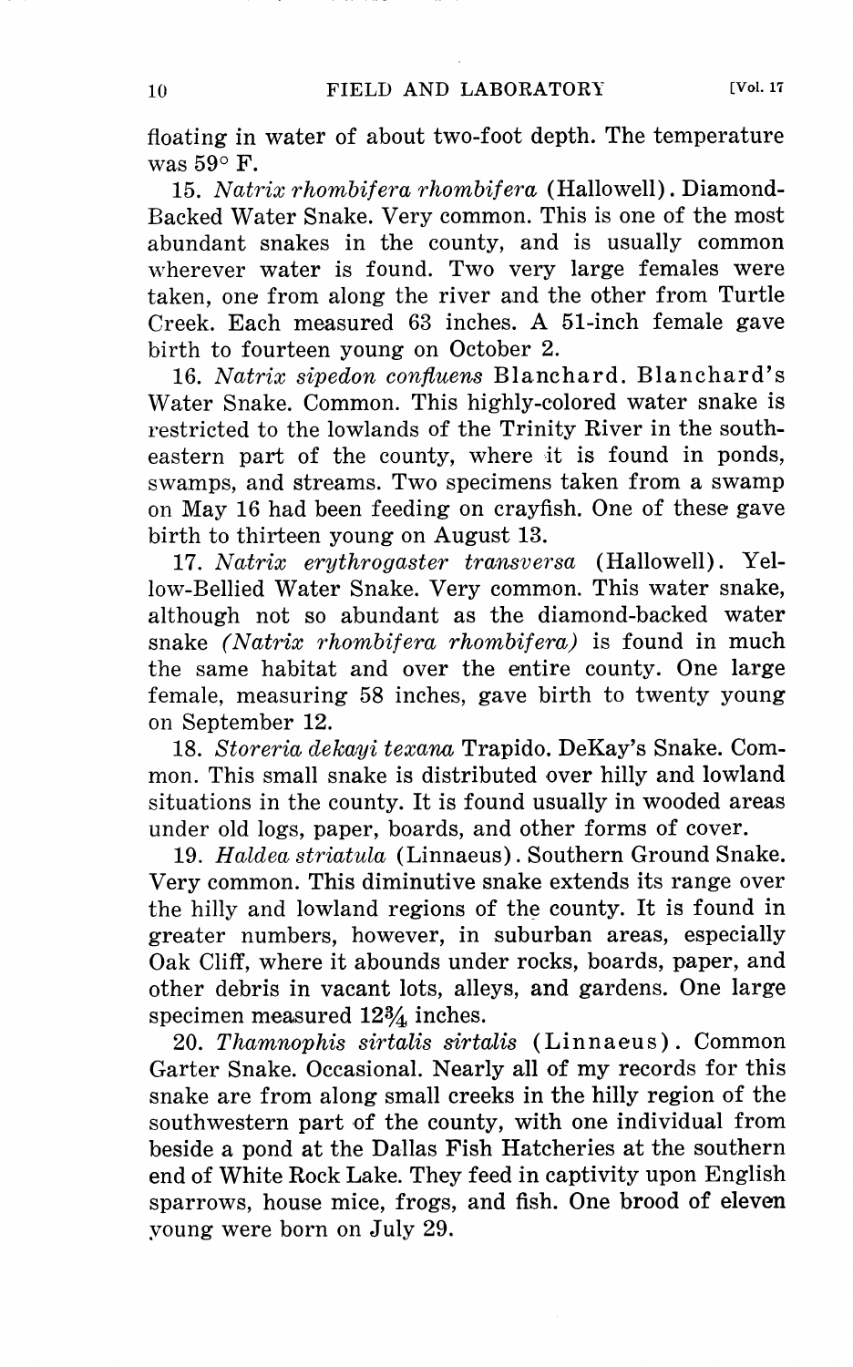floating in water of about two-foot depth. The temperature was 59° F.

15. *Natrix rhombifera rhombifera* (Hallowell). Diamond-Backed Water Snake. Very common. This is one of the most abundant snakes in the county, and is usually common wherever water is found. Two very large females were taken, one from along the river and the other from Turtle Creek. Each measured 63 inches. A 51-inch female gave birth to fourteen young on October 2.

16. *Natrix sipedon confluens* Blanchard. Blanchard's Water Snake. Common. This highly-colored water snake is restricted to the lowlands of the Trinity River in the southeastern part of the county, where it is found in ponds, swamps, and streams. Two specimens taken from a swamp on May 16 had been feeding on crayfish. One of these gave birth to thirteen young on August 13.

17. *Natrix erythrogaster transversa* (Hallowell). Yellow-Bellied Water Snake. Very common. This water snake, although not so abundant as the diamond-backed water snake (*Natrix rhombifera rhombifera*) is found in much the same habitat and over the entire county. One large female, measuring 58 inches, gave birth to twenty young on September 12.

18. *Storeria dekayi texana* Trapido. DeKay's Snake. Common. This small snake is distributed over hilly and lowland situations in the county. It is found usually in wooded areas under old logs, paper, boards, and other forms of cover.

19. *Haldea striatula* (Linnaeus). Southern Ground Snake. Very common. This diminutive snake extends its range over the hilly and lowland regions of the county. It is found in greater numbers, however, in suburban areas, especially Oak Cliff, where it abounds under rocks, boards, paper, and other debris in vacant lots, alleys, and gardens. One large specimen measured 12¾ inches.

20. *Thamnophis sirtalis sirtalis* (Linnaeus). Common Garter Snake. Occasional. Nearly all of my records for this snake are from along small creeks in the hilly region of the southwestern part of the county, with one individual from beside a pond at the Dallas Fish Hatcheries at the southern end of White Rock Lake. They feed in captivity upon English sparrows, house mice, frogs, and fish. One brood of eleven young were born on July 29.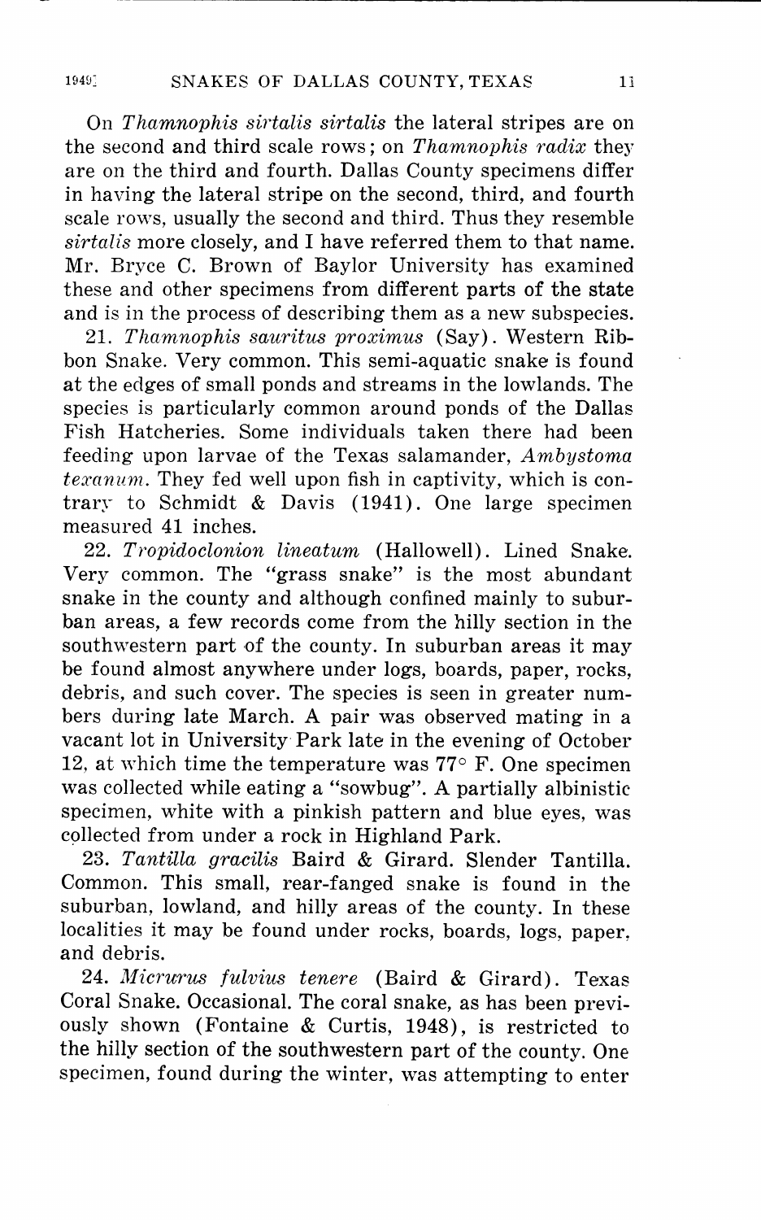On *Thamnophis sirtalis sirtalis* the lateral stripes are on the second and third scale rows; on *Thamnophis radix* they are on the third and fourth. Dallas County specimens differ in having the lateral stripe on the second, third, and fourth scale rows, usually the second and third. Thus they resemble *sirtalis* more closely, and I have referred them to that name. Mr. Bryce C. Brown of Baylor University has examined these and other specimens from different parts of the state and is in the process of describing them as a new subspecies.

21. *Thamnophis sauritus proximus* (Say). Western Ribbon Snake. Very common. This semi-aquatic snake is found at the edges of small ponds and streams in the lowlands. The species is particularly common around ponds of the Dallas Fish Hatcheries. Some individuals taken there had been feeding upon larvae of the Texas salamander, *Ambystoma texanum*. They fed well upon fish in captivity, which is contrary to Schmidt & Davis (1941). One large specimen measured 41 inches.

22. *Tropidoclonion lineatum* (Hallowell). Lined Snake. Very common. The "grass snake" is the most abundant snake in the county and although confined mainly to suburban areas, a few records come from the hilly section in the southwestern part of the county. In suburban areas it may be found almost anywhere under logs, boards, paper, rocks, debris, and such cover. The species is seen in greater numbers during late March. A pair was observed mating in a vacant lot in University Park late in the evening of October 12, at which time the temperature was 77° F. One specimen was collected while eating a "sowbug". A partially albinistic specimen, white with a pinkish pattern and blue eyes, was collected from under a rock in Highland Park.

23. *Tantilla gracilis* Baird & Girard. Slender Tantilla. Common. This small, rear-fanged snake is found in the suburban, lowland, and hilly areas of the county. In these localities it may be found under rocks, boards, logs, paper, and debris.

24. *Micrurus fulvius tenere* (Baird & Girard). Texas Coral Snake. Occasional. The coral snake, as has been previously shown (Fontaine & Curtis, 1948), is restricted to the hilly section of the southwestern part of the county. One specimen, found during the winter, was attempting to enter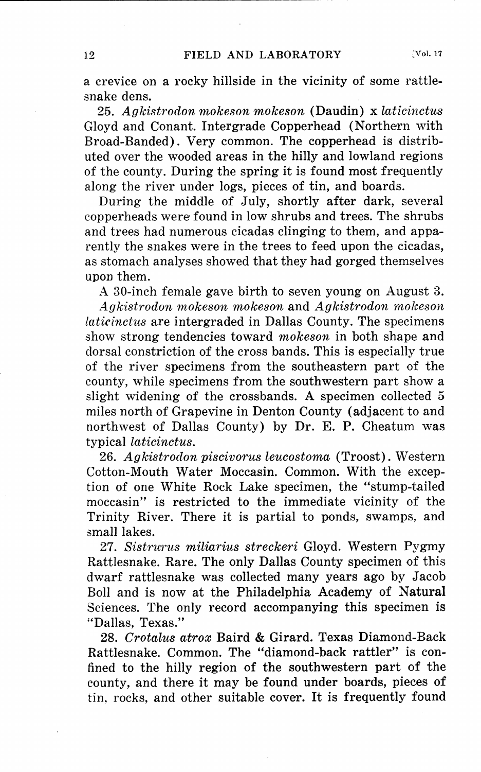a crevice on a rocky hillside in the vicinity of some rattlesnake dens.

25. *Agkistrodon mokeson mokeson* (Daudin) x *laticinctus* Gloyd and Conant. Intergrade Copperhead (Northern with Broad-Banded). Very common. The copperhead is distributed over the wooded areas in the hilly and lowland regions of the county. During the spring it is found most frequently along the river under logs, pieces of tin, and boards.

During the middle of July, shortly after dark, several copperheads were found in low shrubs and trees. The shrubs and trees had numerous cicadas clinging to them, and apparently the snakes were in the trees to feed upon the cicadas, as stomach analyses showed that they had gorged themselves upon them.

A 30-inch female gave birth to seven young on August 3. *Agkistrodon mokeson mokeson* and *Agkistrodon mokeson laticinctus* are intergraded in Dallas County. The specimens show strong tendencies toward *mokeson* in both shape and dorsal constriction of the cross bands. This is especially true of the river specimens from the southeastern part of the county, while specimens from the southwestern part show a slight widening of the crossbands. A specimen collected 5 miles north of Grapevine in Denton County (adjacent to and northwest of Dallas County) by Dr. E. P. Cheatum was typical *laticinctus*.

26. *Agkistrodon piscivorus leucostoma* (Troost). Western Cotton-Mouth Water Moccasin. Common. With the exception of one White Rock Lake specimen, the "stump-tailed moccasin" is restricted to the immediate vicinity of the Trinity River. There it is partial to ponds, swamps, and small lakes.

27. *Sistrurus miliarius streckeri* Gloyd. Western Pygmy Rattlesnake. Rare. The only Dallas County specimen of this dwarf rattlesnake was collected many years ago by Jacob Boll and is now at the Philadelphia Academy of Natural Sciences. The only record accompanying this specimen is "Dallas, Texas."

28. *Crotalus atrox* Baird & Girard. Texas Diamond-Back Rattlesnake. Common. The "diamond-back rattler" is confined to the hilly region of the southwestern part of the county, and there it may be found under boards, pieces of tin, rocks, and other suitable cover. It is frequently found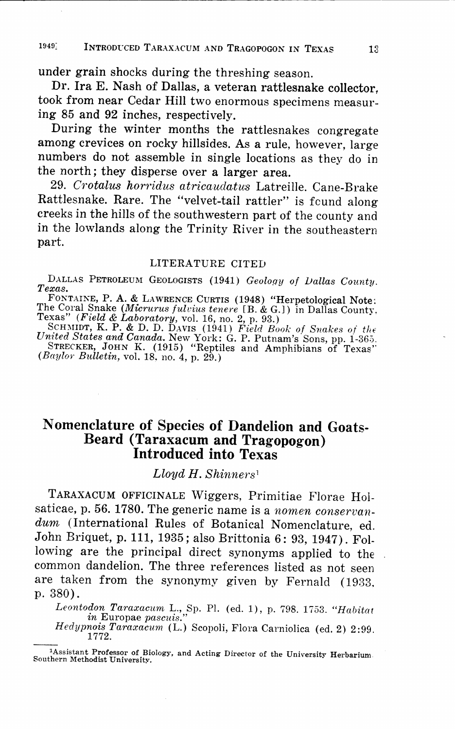under grain shocks during the threshing season.

Dr. Ira E. Nash of Dallas, a veteran rattlesnake collector, took from near Cedar Hill two enormous specimens measuring 85 and 92 inches, respectively.

During the winter months the rattlesnakes congregate among crevices on rocky hillsides. As a rule, however, large numbers do not assemble in single locations as they do in the north; they disperse over a larger area.

29. *Crotalus horridus atricaudatus* Latreille. Cane-Brake Rattlesnake. Rare. The "velvet-tail rattler" is fcund along creeks in the hills of the southwestern part of the county and in the lowlands along the Trinity River in the southeastern part.

LITERATURE CITED

DALLAS PETROLEUM GEOLOGISTS (1941) *Geology of Dallas County, Texas.*

FONTAINE, P. A. & LAWRENCE CURTIS (1948) "Herpetological Note: The Coral Snake (*Micrurus fulvius tenere* [B. & G.]) in Dallas County, Texas" (*Field & Laboratory*, vol. 16, no. 2, p. 93.)

SCHMIDT, K. P. & D. D. DAVIS (1941) *Field Book of Snakes of the United States and Canada.* New York: G. P. Putnam's Sons, pp. 1-365.

STRECKER, JOHN K. (1915) "Reptiles and Amphibians of Texas" (*Baylor Bulletin*, vol. 18, no. 4, p. 29.)

## Nomenclature of Species of Dandelion and Goats-Beard (Taraxacum and Tragopogon) Introduced into Texas

*Lloyd H. Shinners*[1]

TARAXACUM OFFICINALE Wiggers, Primitiae Florae Holsaticae, p. 56. 1780. The generic name is a *nomen conservandum* (International Rules of Botanical Nomenclature, ed. John Briquet, p. 111, 1935; also Brittonia 6: 93, 1947). Following are the principal direct synonyms applied to the common dandelion. The three references listed as not seen are taken from the synonymy given by Fernald (1933, p. 380).

*Leontodon Taraxacum* L., Sp. Pl. (ed. 1), p. 798. 1753. "*Habitat in* Europae *pascuis*."

*Hedypnois Taraxacum* (L.) Scopoli, Flora Carniolica (ed. 2) 2:99. 1772.

[1]Assistant Professor of Biology, and Acting Director of the University Herbarium, Southern Methodist University.